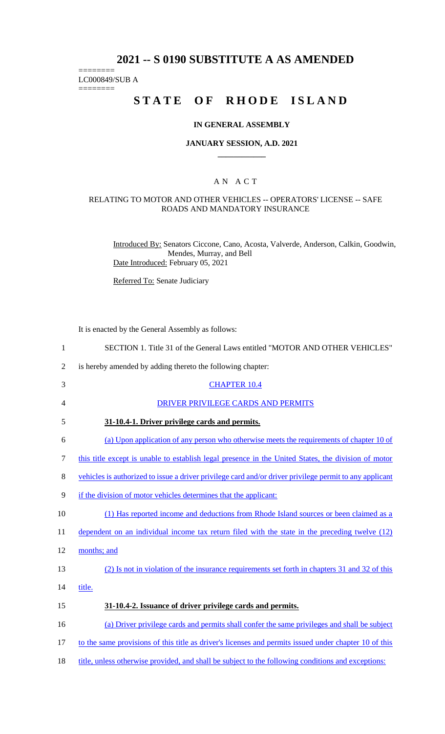# 2021 -- S 0190 SUBSTITUTE A AS AMENDED

========
LC000849/SUB A
========

# STATE OF RHODE ISLAND

### IN GENERAL ASSEMBLY

### JANUARY SESSION, A.D. 2021

## A N A C T

### RELATING TO MOTOR AND OTHER VEHICLES -- OPERATORS' LICENSE -- SAFE ROADS AND MANDATORY INSURANCE

Introduced By: Senators Ciccone, Cano, Acosta, Valverde, Anderson, Calkin, Goodwin, Mendes, Murray, and Bell
Date Introduced: February 05, 2021

Referred To: Senate Judiciary

It is enacted by the General Assembly as follows:

1 SECTION 1. Title 31 of the General Laws entitled "MOTOR AND OTHER VEHICLES"
2 is hereby amended by adding thereto the following chapter:

3 CHAPTER 10.4

4 DRIVER PRIVILEGE CARDS AND PERMITS

5 **31-10.4-1. Driver privilege cards and permits.**

6 (a) Upon application of any person who otherwise meets the requirements of chapter 10 of
7 this title except is unable to establish legal presence in the United States, the division of motor
8 vehicles is authorized to issue a driver privilege card and/or driver privilege permit to any applicant
9 if the division of motor vehicles determines that the applicant:

10 (1) Has reported income and deductions from Rhode Island sources or been claimed as a
11 dependent on an individual income tax return filed with the state in the preceding twelve (12)
12 months; and

13 (2) Is not in violation of the insurance requirements set forth in chapters 31 and 32 of this
14 title.

15 **31-10.4-2. Issuance of driver privilege cards and permits.**

16 (a) Driver privilege cards and permits shall confer the same privileges and shall be subject
17 to the same provisions of this title as driver's licenses and permits issued under chapter 10 of this
18 title, unless otherwise provided, and shall be subject to the following conditions and exceptions: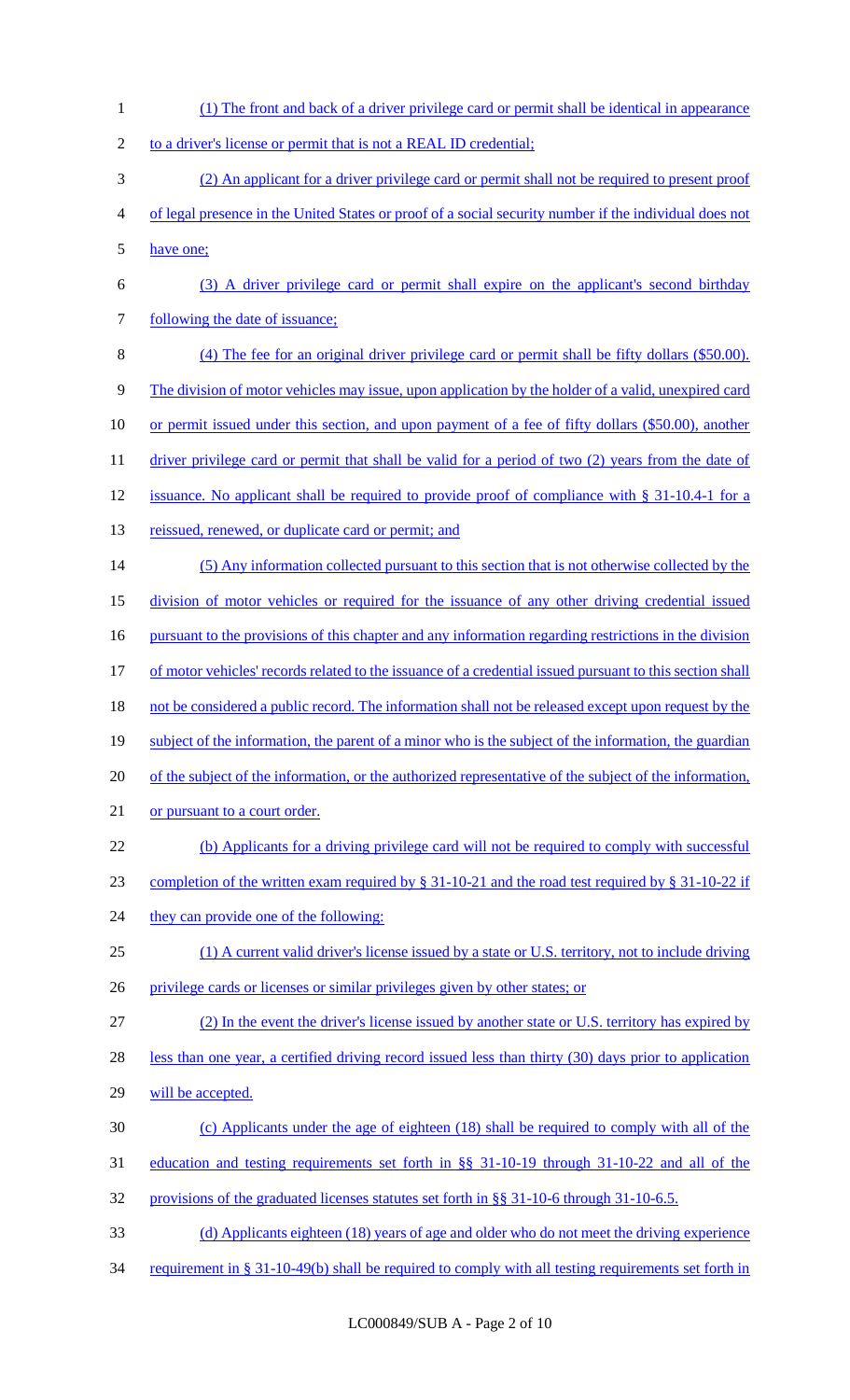(1) The front and back of a driver privilege card or permit shall be identical in appearance to a driver's license or permit that is not a REAL ID credential;

(2) An applicant for a driver privilege card or permit shall not be required to present proof of legal presence in the United States or proof of a social security number if the individual does not have one;

(3) A driver privilege card or permit shall expire on the applicant's second birthday following the date of issuance;

(4) The fee for an original driver privilege card or permit shall be fifty dollars ($50.00). The division of motor vehicles may issue, upon application by the holder of a valid, unexpired card or permit issued under this section, and upon payment of a fee of fifty dollars ($50.00), another driver privilege card or permit that shall be valid for a period of two (2) years from the date of issuance. No applicant shall be required to provide proof of compliance with § 31-10.4-1 for a reissued, renewed, or duplicate card or permit; and

(5) Any information collected pursuant to this section that is not otherwise collected by the division of motor vehicles or required for the issuance of any other driving credential issued pursuant to the provisions of this chapter and any information regarding restrictions in the division of motor vehicles' records related to the issuance of a credential issued pursuant to this section shall not be considered a public record. The information shall not be released except upon request by the subject of the information, the parent of a minor who is the subject of the information, the guardian of the subject of the information, or the authorized representative of the subject of the information, or pursuant to a court order.

(b) Applicants for a driving privilege card will not be required to comply with successful completion of the written exam required by § 31-10-21 and the road test required by § 31-10-22 if they can provide one of the following:

(1) A current valid driver's license issued by a state or U.S. territory, not to include driving privilege cards or licenses or similar privileges given by other states; or

(2) In the event the driver's license issued by another state or U.S. territory has expired by less than one year, a certified driving record issued less than thirty (30) days prior to application will be accepted.

(c) Applicants under the age of eighteen (18) shall be required to comply with all of the education and testing requirements set forth in §§ 31-10-19 through 31-10-22 and all of the provisions of the graduated licenses statutes set forth in §§ 31-10-6 through 31-10-6.5.

(d) Applicants eighteen (18) years of age and older who do not meet the driving experience requirement in § 31-10-49(b) shall be required to comply with all testing requirements set forth in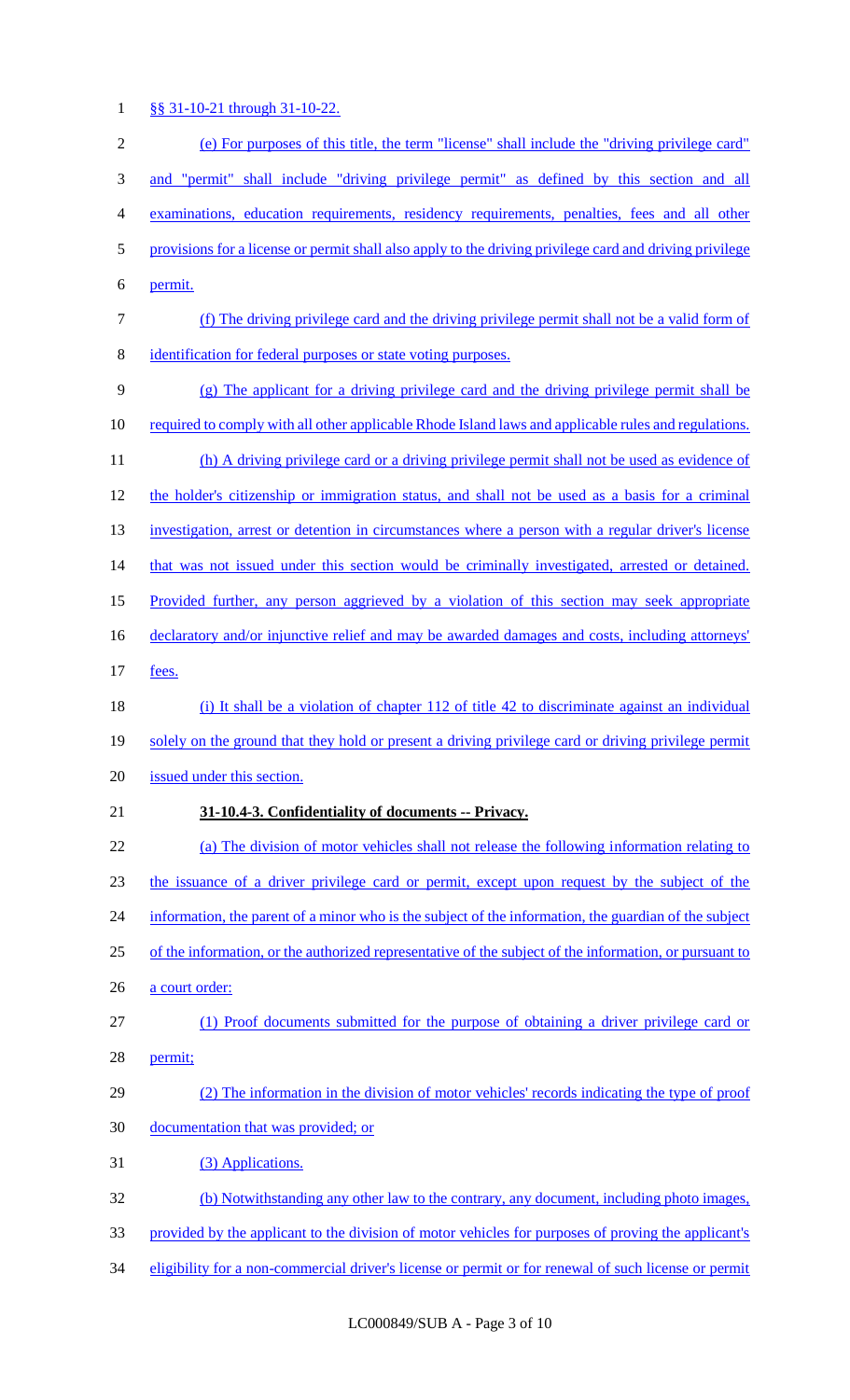§§ 31-10-21 through 31-10-22.

(e) For purposes of this title, the term "license" shall include the "driving privilege card" and "permit" shall include "driving privilege permit" as defined by this section and all examinations, education requirements, residency requirements, penalties, fees and all other provisions for a license or permit shall also apply to the driving privilege card and driving privilege permit.

(f) The driving privilege card and the driving privilege permit shall not be a valid form of identification for federal purposes or state voting purposes.

(g) The applicant for a driving privilege card and the driving privilege permit shall be required to comply with all other applicable Rhode Island laws and applicable rules and regulations.

(h) A driving privilege card or a driving privilege permit shall not be used as evidence of the holder's citizenship or immigration status, and shall not be used as a basis for a criminal investigation, arrest or detention in circumstances where a person with a regular driver's license that was not issued under this section would be criminally investigated, arrested or detained. Provided further, any person aggrieved by a violation of this section may seek appropriate declaratory and/or injunctive relief and may be awarded damages and costs, including attorneys' fees.

(i) It shall be a violation of chapter 112 of title 42 to discriminate against an individual solely on the ground that they hold or present a driving privilege card or driving privilege permit issued under this section.

**31-10.4-3. Confidentiality of documents -- Privacy.**

(a) The division of motor vehicles shall not release the following information relating to the issuance of a driver privilege card or permit, except upon request by the subject of the information, the parent of a minor who is the subject of the information, the guardian of the subject of the information, or the authorized representative of the subject of the information, or pursuant to a court order:

(1) Proof documents submitted for the purpose of obtaining a driver privilege card or permit;

(2) The information in the division of motor vehicles' records indicating the type of proof documentation that was provided; or

(3) Applications.

(b) Notwithstanding any other law to the contrary, any document, including photo images, provided by the applicant to the division of motor vehicles for purposes of proving the applicant's eligibility for a non-commercial driver's license or permit or for renewal of such license or permit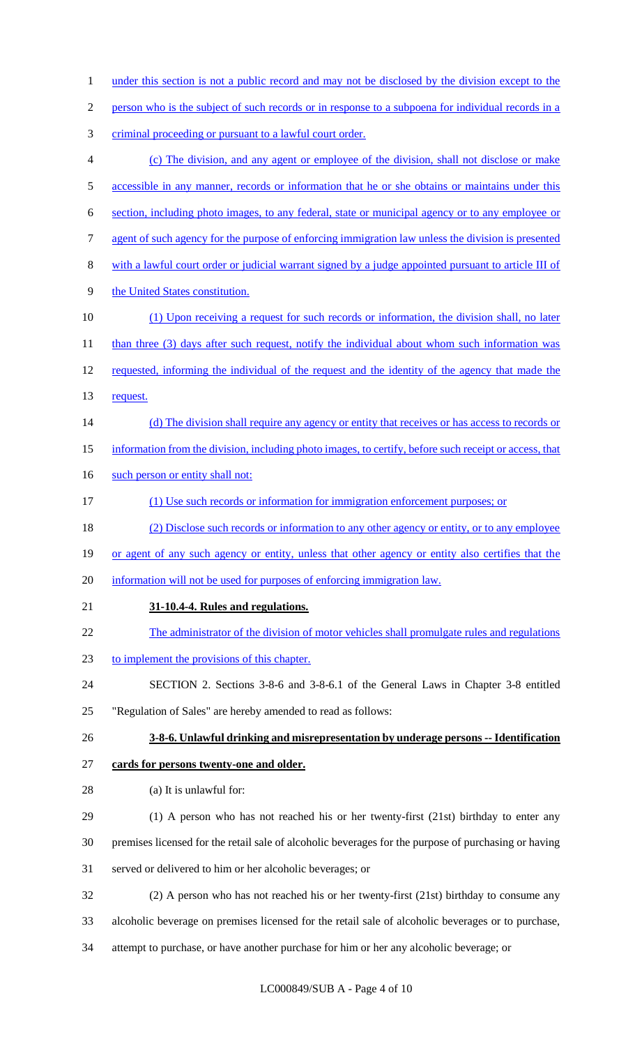under this section is not a public record and may not be disclosed by the division except to the person who is the subject of such records or in response to a subpoena for individual records in a criminal proceeding or pursuant to a lawful court order.

(c) The division, and any agent or employee of the division, shall not disclose or make accessible in any manner, records or information that he or she obtains or maintains under this section, including photo images, to any federal, state or municipal agency or to any employee or agent of such agency for the purpose of enforcing immigration law unless the division is presented with a lawful court order or judicial warrant signed by a judge appointed pursuant to article III of the United States constitution.

(1) Upon receiving a request for such records or information, the division shall, no later than three (3) days after such request, notify the individual about whom such information was requested, informing the individual of the request and the identity of the agency that made the request.

(d) The division shall require any agency or entity that receives or has access to records or information from the division, including photo images, to certify, before such receipt or access, that such person or entity shall not:

(1) Use such records or information for immigration enforcement purposes; or

(2) Disclose such records or information to any other agency or entity, or to any employee or agent of any such agency or entity, unless that other agency or entity also certifies that the information will not be used for purposes of enforcing immigration law.

**31-10.4-4. Rules and regulations.**

The administrator of the division of motor vehicles shall promulgate rules and regulations to implement the provisions of this chapter.

SECTION 2. Sections 3-8-6 and 3-8-6.1 of the General Laws in Chapter 3-8 entitled "Regulation of Sales" are hereby amended to read as follows:

**3-8-6. Unlawful drinking and misrepresentation by underage persons -- Identification cards for persons twenty-one and older.**

(a) It is unlawful for:

(1) A person who has not reached his or her twenty-first (21st) birthday to enter any premises licensed for the retail sale of alcoholic beverages for the purpose of purchasing or having served or delivered to him or her alcoholic beverages; or

(2) A person who has not reached his or her twenty-first (21st) birthday to consume any alcoholic beverage on premises licensed for the retail sale of alcoholic beverages or to purchase, attempt to purchase, or have another purchase for him or her any alcoholic beverage; or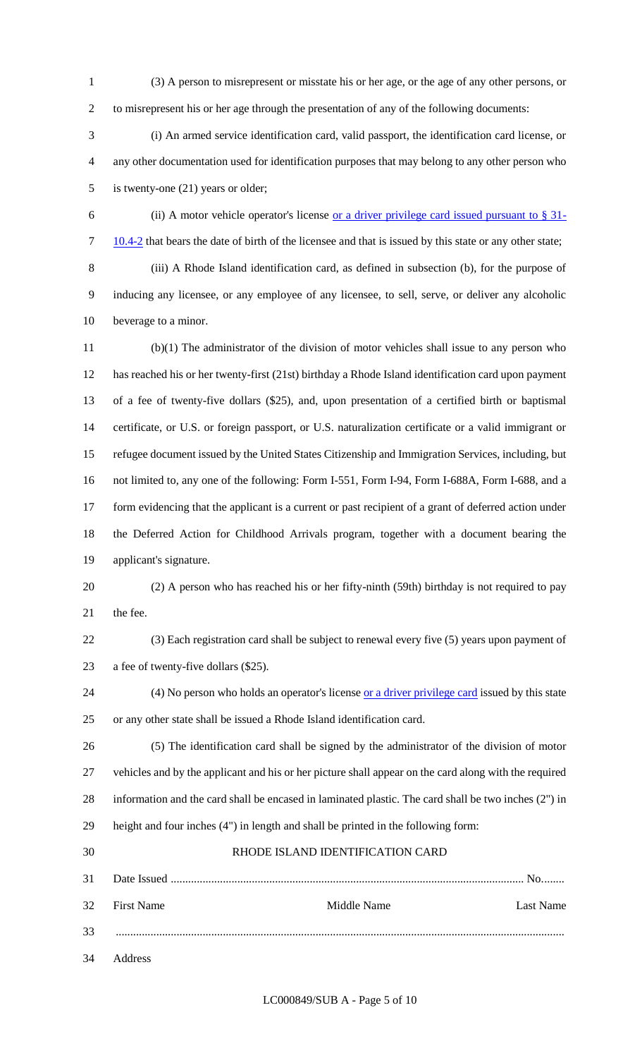(3) A person to misrepresent or misstate his or her age, or the age of any other persons, or to misrepresent his or her age through the presentation of any of the following documents:

(i) An armed service identification card, valid passport, the identification card license, or any other documentation used for identification purposes that may belong to any other person who is twenty-one (21) years or older;

(ii) A motor vehicle operator's license or a driver privilege card issued pursuant to § 31-10.4-2 that bears the date of birth of the licensee and that is issued by this state or any other state;

(iii) A Rhode Island identification card, as defined in subsection (b), for the purpose of inducing any licensee, or any employee of any licensee, to sell, serve, or deliver any alcoholic beverage to a minor.

(b)(1) The administrator of the division of motor vehicles shall issue to any person who has reached his or her twenty-first (21st) birthday a Rhode Island identification card upon payment of a fee of twenty-five dollars ($25), and, upon presentation of a certified birth or baptismal certificate, or U.S. or foreign passport, or U.S. naturalization certificate or a valid immigrant or refugee document issued by the United States Citizenship and Immigration Services, including, but not limited to, any one of the following: Form I-551, Form I-94, Form I-688A, Form I-688, and a form evidencing that the applicant is a current or past recipient of a grant of deferred action under the Deferred Action for Childhood Arrivals program, together with a document bearing the applicant's signature.

(2) A person who has reached his or her fifty-ninth (59th) birthday is not required to pay the fee.

(3) Each registration card shall be subject to renewal every five (5) years upon payment of a fee of twenty-five dollars ($25).

(4) No person who holds an operator's license or a driver privilege card issued by this state or any other state shall be issued a Rhode Island identification card.

(5) The identification card shall be signed by the administrator of the division of motor vehicles and by the applicant and his or her picture shall appear on the card along with the required information and the card shall be encased in laminated plastic. The card shall be two inches (2") in height and four inches (4") in length and shall be printed in the following form:

RHODE ISLAND IDENTIFICATION CARD

Date Issued ........................................................................................................................ No........

First Name                    Middle Name                    Last Name

.........................................................................................................................................................

Address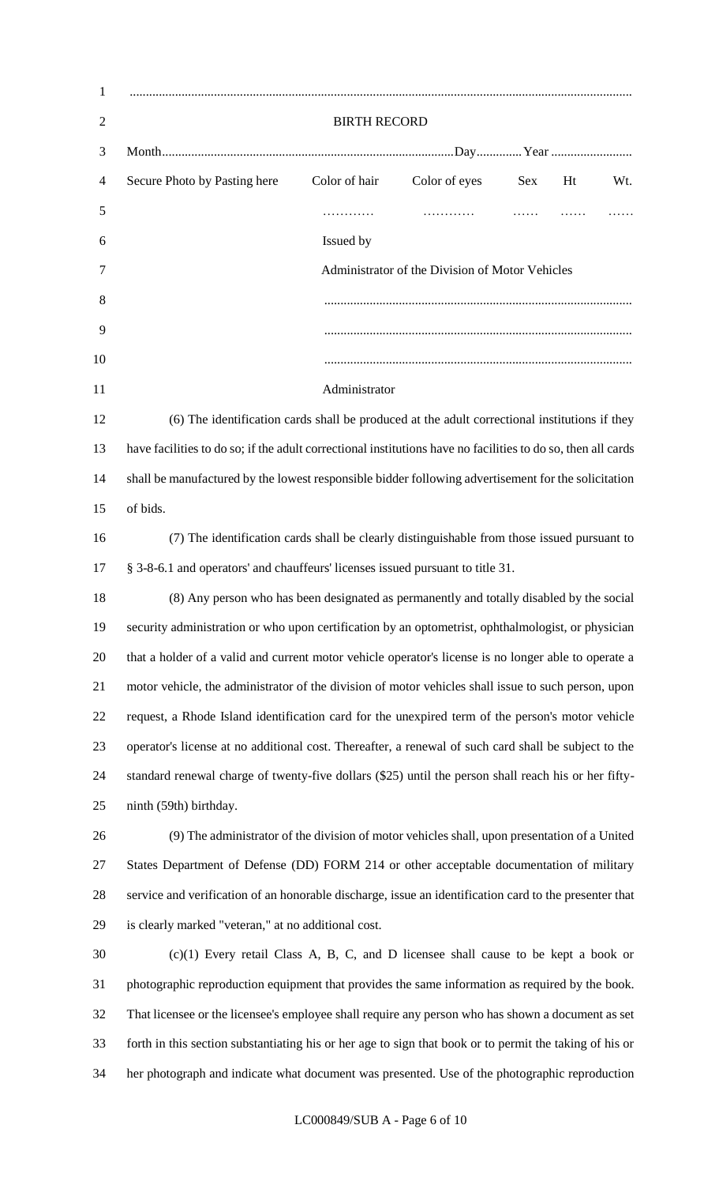.......................................................................................................................................................

BIRTH RECORD

Month.........................................................................................Day.............Year .........................

| Secure Photo by Pasting here | Color of hair | Color of eyes | Sex | Ht | Wt. |
|---|---|---|---|---|---|
| | ………… | ………… | …… | …… | …… |

Issued by

Administrator of the Division of Motor Vehicles

..............................................................................................

..............................................................................................

..............................................................................................

Administrator

(6) The identification cards shall be produced at the adult correctional institutions if they have facilities to do so; if the adult correctional institutions have no facilities to do so, then all cards shall be manufactured by the lowest responsible bidder following advertisement for the solicitation of bids.

(7) The identification cards shall be clearly distinguishable from those issued pursuant to § 3-8-6.1 and operators' and chauffeurs' licenses issued pursuant to title 31.

(8) Any person who has been designated as permanently and totally disabled by the social security administration or who upon certification by an optometrist, ophthalmologist, or physician that a holder of a valid and current motor vehicle operator's license is no longer able to operate a motor vehicle, the administrator of the division of motor vehicles shall issue to such person, upon request, a Rhode Island identification card for the unexpired term of the person's motor vehicle operator's license at no additional cost. Thereafter, a renewal of such card shall be subject to the standard renewal charge of twenty-five dollars ($25) until the person shall reach his or her fifty-ninth (59th) birthday.

(9) The administrator of the division of motor vehicles shall, upon presentation of a United States Department of Defense (DD) FORM 214 or other acceptable documentation of military service and verification of an honorable discharge, issue an identification card to the presenter that is clearly marked "veteran," at no additional cost.

(c)(1) Every retail Class A, B, C, and D licensee shall cause to be kept a book or photographic reproduction equipment that provides the same information as required by the book. That licensee or the licensee's employee shall require any person who has shown a document as set forth in this section substantiating his or her age to sign that book or to permit the taking of his or her photograph and indicate what document was presented. Use of the photographic reproduction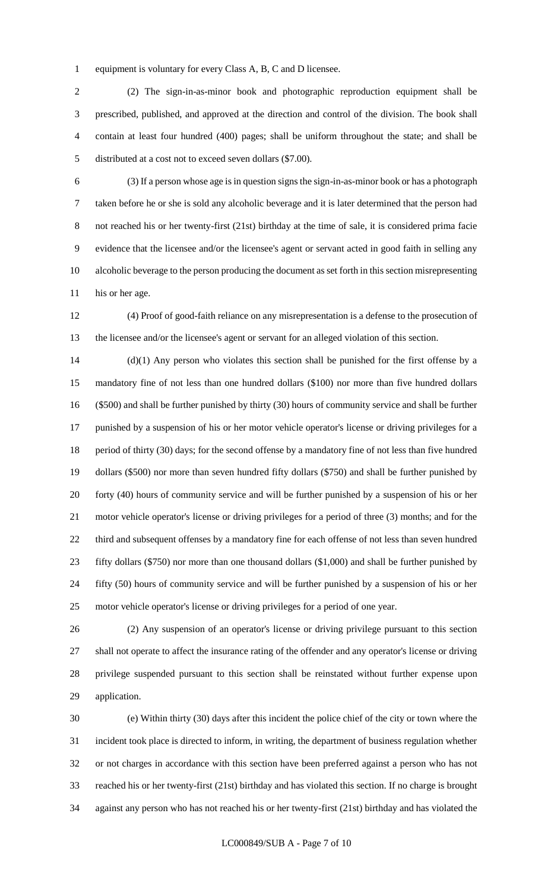equipment is voluntary for every Class A, B, C and D licensee.

(2) The sign-in-as-minor book and photographic reproduction equipment shall be prescribed, published, and approved at the direction and control of the division. The book shall contain at least four hundred (400) pages; shall be uniform throughout the state; and shall be distributed at a cost not to exceed seven dollars ($7.00).

(3) If a person whose age is in question signs the sign-in-as-minor book or has a photograph taken before he or she is sold any alcoholic beverage and it is later determined that the person had not reached his or her twenty-first (21st) birthday at the time of sale, it is considered prima facie evidence that the licensee and/or the licensee's agent or servant acted in good faith in selling any alcoholic beverage to the person producing the document as set forth in this section misrepresenting his or her age.

(4) Proof of good-faith reliance on any misrepresentation is a defense to the prosecution of the licensee and/or the licensee's agent or servant for an alleged violation of this section.

(d)(1) Any person who violates this section shall be punished for the first offense by a mandatory fine of not less than one hundred dollars ($100) nor more than five hundred dollars ($500) and shall be further punished by thirty (30) hours of community service and shall be further punished by a suspension of his or her motor vehicle operator's license or driving privileges for a period of thirty (30) days; for the second offense by a mandatory fine of not less than five hundred dollars ($500) nor more than seven hundred fifty dollars ($750) and shall be further punished by forty (40) hours of community service and will be further punished by a suspension of his or her motor vehicle operator's license or driving privileges for a period of three (3) months; and for the third and subsequent offenses by a mandatory fine for each offense of not less than seven hundred fifty dollars ($750) nor more than one thousand dollars ($1,000) and shall be further punished by fifty (50) hours of community service and will be further punished by a suspension of his or her motor vehicle operator's license or driving privileges for a period of one year.

(2) Any suspension of an operator's license or driving privilege pursuant to this section shall not operate to affect the insurance rating of the offender and any operator's license or driving privilege suspended pursuant to this section shall be reinstated without further expense upon application.

(e) Within thirty (30) days after this incident the police chief of the city or town where the incident took place is directed to inform, in writing, the department of business regulation whether or not charges in accordance with this section have been preferred against a person who has not reached his or her twenty-first (21st) birthday and has violated this section. If no charge is brought against any person who has not reached his or her twenty-first (21st) birthday and has violated the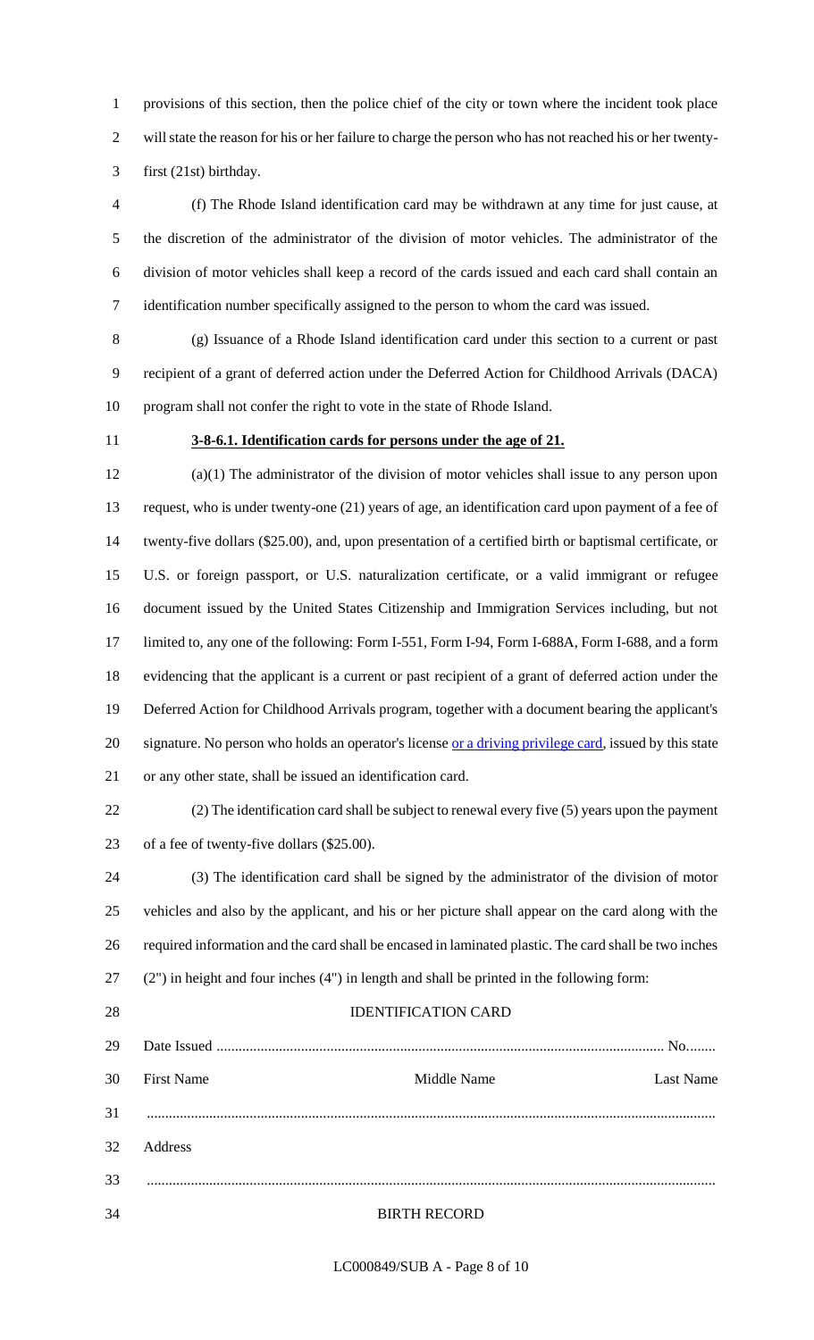provisions of this section, then the police chief of the city or town where the incident took place will state the reason for his or her failure to charge the person who has not reached his or her twenty-first (21st) birthday.

(f) The Rhode Island identification card may be withdrawn at any time for just cause, at the discretion of the administrator of the division of motor vehicles. The administrator of the division of motor vehicles shall keep a record of the cards issued and each card shall contain an identification number specifically assigned to the person to whom the card was issued.

(g) Issuance of a Rhode Island identification card under this section to a current or past recipient of a grant of deferred action under the Deferred Action for Childhood Arrivals (DACA) program shall not confer the right to vote in the state of Rhode Island.

**3-8-6.1. Identification cards for persons under the age of 21.**

(a)(1) The administrator of the division of motor vehicles shall issue to any person upon request, who is under twenty-one (21) years of age, an identification card upon payment of a fee of twenty-five dollars ($25.00), and, upon presentation of a certified birth or baptismal certificate, or U.S. or foreign passport, or U.S. naturalization certificate, or a valid immigrant or refugee document issued by the United States Citizenship and Immigration Services including, but not limited to, any one of the following: Form I-551, Form I-94, Form I-688A, Form I-688, and a form evidencing that the applicant is a current or past recipient of a grant of deferred action under the Deferred Action for Childhood Arrivals program, together with a document bearing the applicant's signature. No person who holds an operator's license or a driving privilege card, issued by this state or any other state, shall be issued an identification card.

(2) The identification card shall be subject to renewal every five (5) years upon the payment of a fee of twenty-five dollars ($25.00).

(3) The identification card shall be signed by the administrator of the division of motor vehicles and also by the applicant, and his or her picture shall appear on the card along with the required information and the card shall be encased in laminated plastic. The card shall be two inches (2") in height and four inches (4") in length and shall be printed in the following form:

IDENTIFICATION CARD

Date Issued ........................................................................................................................ No........

First Name Middle Name Last Name

..........................................................................................................................................................

Address

..........................................................................................................................................................

BIRTH RECORD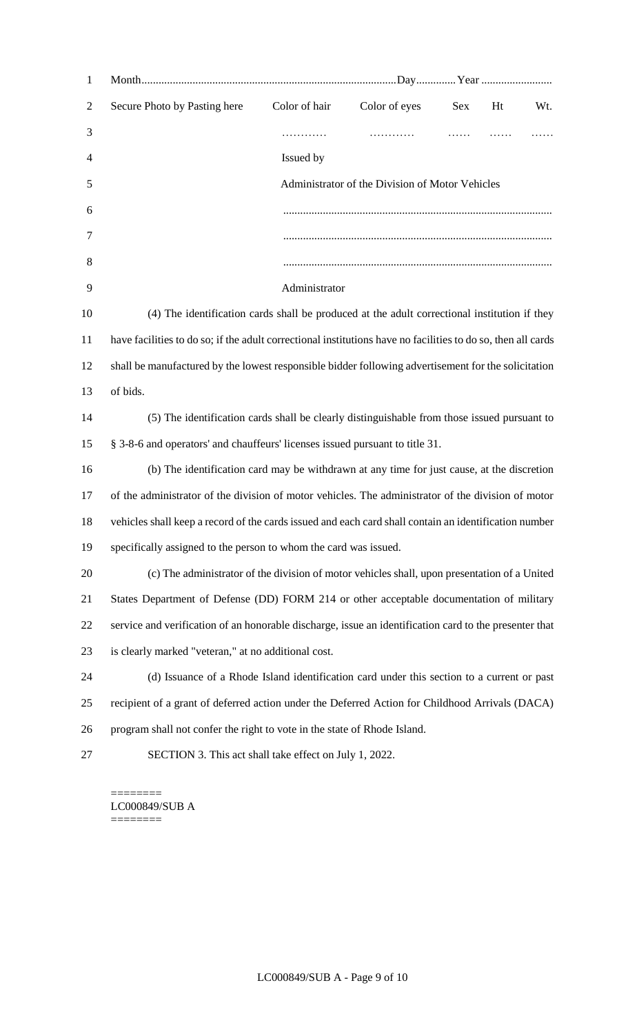Month...........................................................................................Day.............Year .........................

| Secure Photo by Pasting here | Color of hair | Color of eyes | Sex | Ht | Wt. |
|---|---|---|---|---|---|
| | ………… | ………… | …… | …… | …… |

Issued by

Administrator of the Division of Motor Vehicles

..............................................................................................

..............................................................................................

..............................................................................................

Administrator

(4) The identification cards shall be produced at the adult correctional institution if they have facilities to do so; if the adult correctional institutions have no facilities to do so, then all cards shall be manufactured by the lowest responsible bidder following advertisement for the solicitation of bids.

(5) The identification cards shall be clearly distinguishable from those issued pursuant to § 3-8-6 and operators' and chauffeurs' licenses issued pursuant to title 31.

(b) The identification card may be withdrawn at any time for just cause, at the discretion of the administrator of the division of motor vehicles. The administrator of the division of motor vehicles shall keep a record of the cards issued and each card shall contain an identification number specifically assigned to the person to whom the card was issued.

(c) The administrator of the division of motor vehicles shall, upon presentation of a United States Department of Defense (DD) FORM 214 or other acceptable documentation of military service and verification of an honorable discharge, issue an identification card to the presenter that is clearly marked "veteran," at no additional cost.

(d) Issuance of a Rhode Island identification card under this section to a current or past recipient of a grant of deferred action under the Deferred Action for Childhood Arrivals (DACA) program shall not confer the right to vote in the state of Rhode Island.

SECTION 3. This act shall take effect on July 1, 2022.

========
LC000849/SUB A
========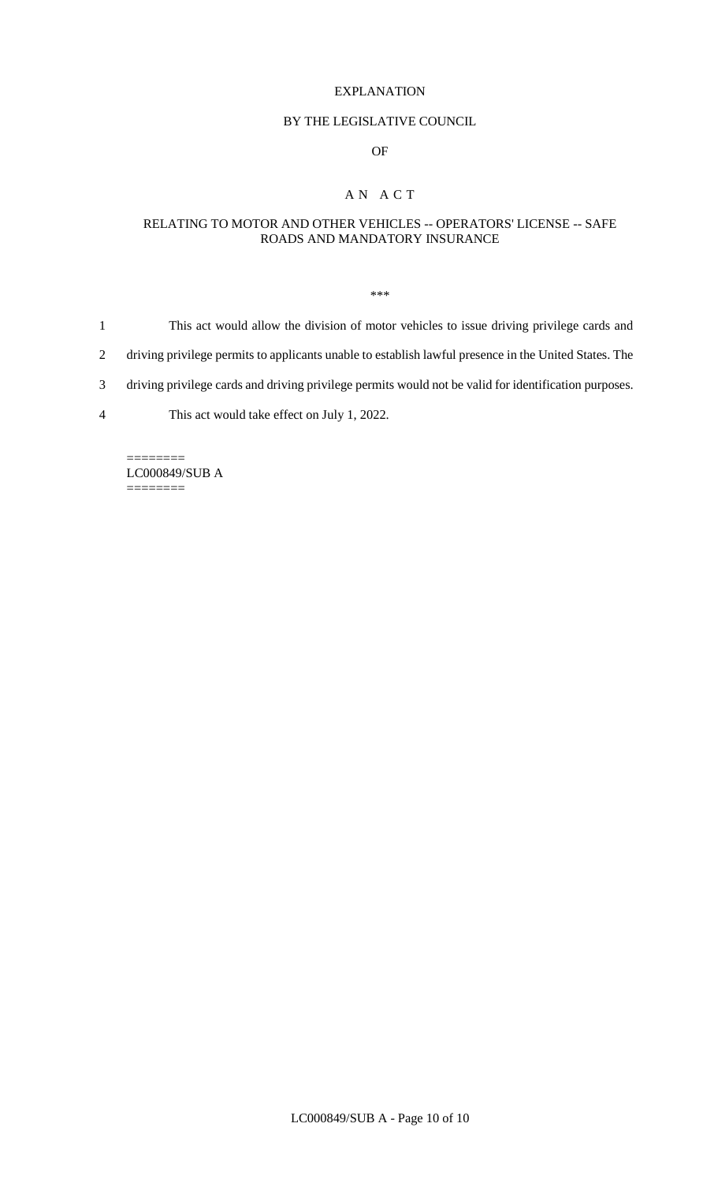EXPLANATION

BY THE LEGISLATIVE COUNCIL

OF

A N A C T

RELATING TO MOTOR AND OTHER VEHICLES -- OPERATORS' LICENSE -- SAFE ROADS AND MANDATORY INSURANCE

***

This act would allow the division of motor vehicles to issue driving privilege cards and driving privilege permits to applicants unable to establish lawful presence in the United States. The driving privilege cards and driving privilege permits would not be valid for identification purposes.

This act would take effect on July 1, 2022.

========
LC000849/SUB A
========